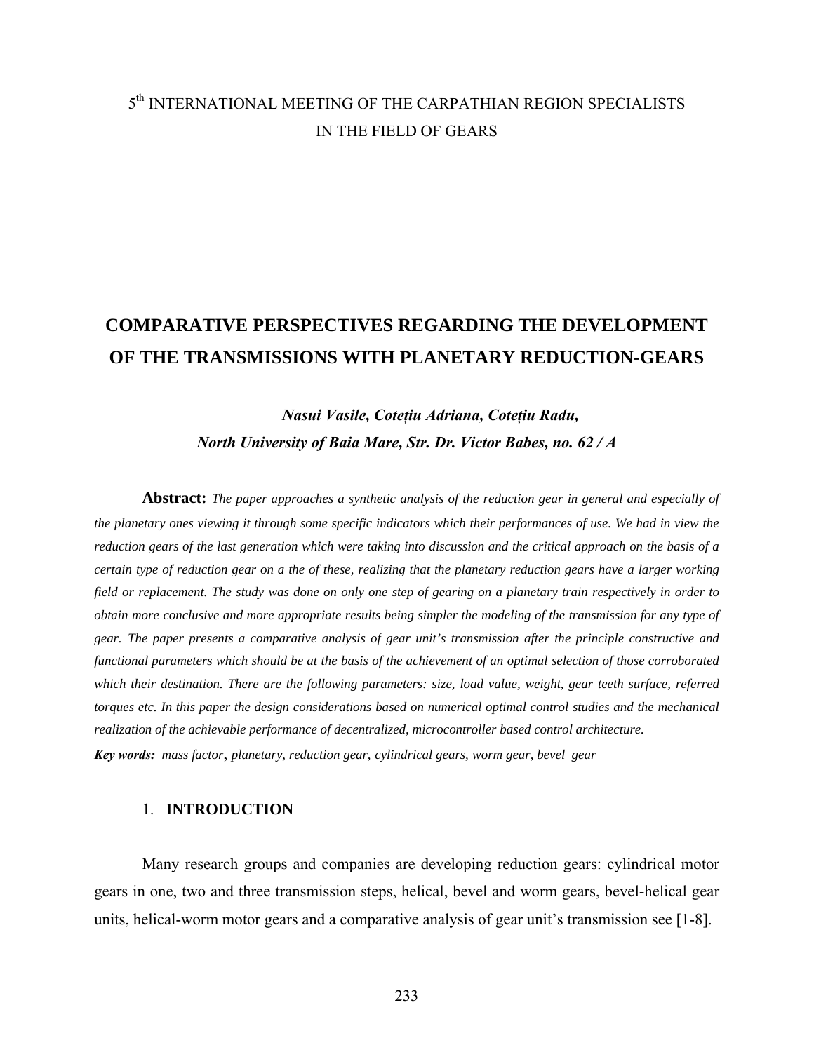5[th] INTERNATIONAL MEETING OF THE CARPATHIAN REGION SPECIALISTS IN THE FIELD OF GEARS

# COMPARATIVE PERSPECTIVES REGARDING THE DEVELOPMENT OF THE TRANSMISSIONS WITH PLANETARY REDUCTION-GEARS

***Nasui Vasile, Cotețiu Adriana, Cotețiu Radu,***
***North University of Baia Mare, Str. Dr. Victor Babes, no. 62 / A***

**Abstract:** *The paper approaches a synthetic analysis of the reduction gear in general and especially of the planetary ones viewing it through some specific indicators which their performances of use. We had in view the reduction gears of the last generation which were taking into discussion and the critical approach on the basis of a certain type of reduction gear on a the of these, realizing that the planetary reduction gears have a larger working field or replacement. The study was done on only one step of gearing on a planetary train respectively in order to obtain more conclusive and more appropriate results being simpler the modeling of the transmission for any type of gear. The paper presents a comparative analysis of gear unit's transmission after the principle constructive and functional parameters which should be at the basis of the achievement of an optimal selection of those corroborated which their destination. There are the following parameters: size, load value, weight, gear teeth surface, referred torques etc. In this paper the design considerations based on numerical optimal control studies and the mechanical realization of the achievable performance of decentralized, microcontroller based control architecture.*

***Key words:*** *mass factor*, *planetary, reduction gear, cylindrical gears, worm gear, bevel gear*

## 1. INTRODUCTION

Many research groups and companies are developing reduction gears: cylindrical motor gears in one, two and three transmission steps, helical, bevel and worm gears, bevel-helical gear units, helical-worm motor gears and a comparative analysis of gear unit's transmission see [1-8].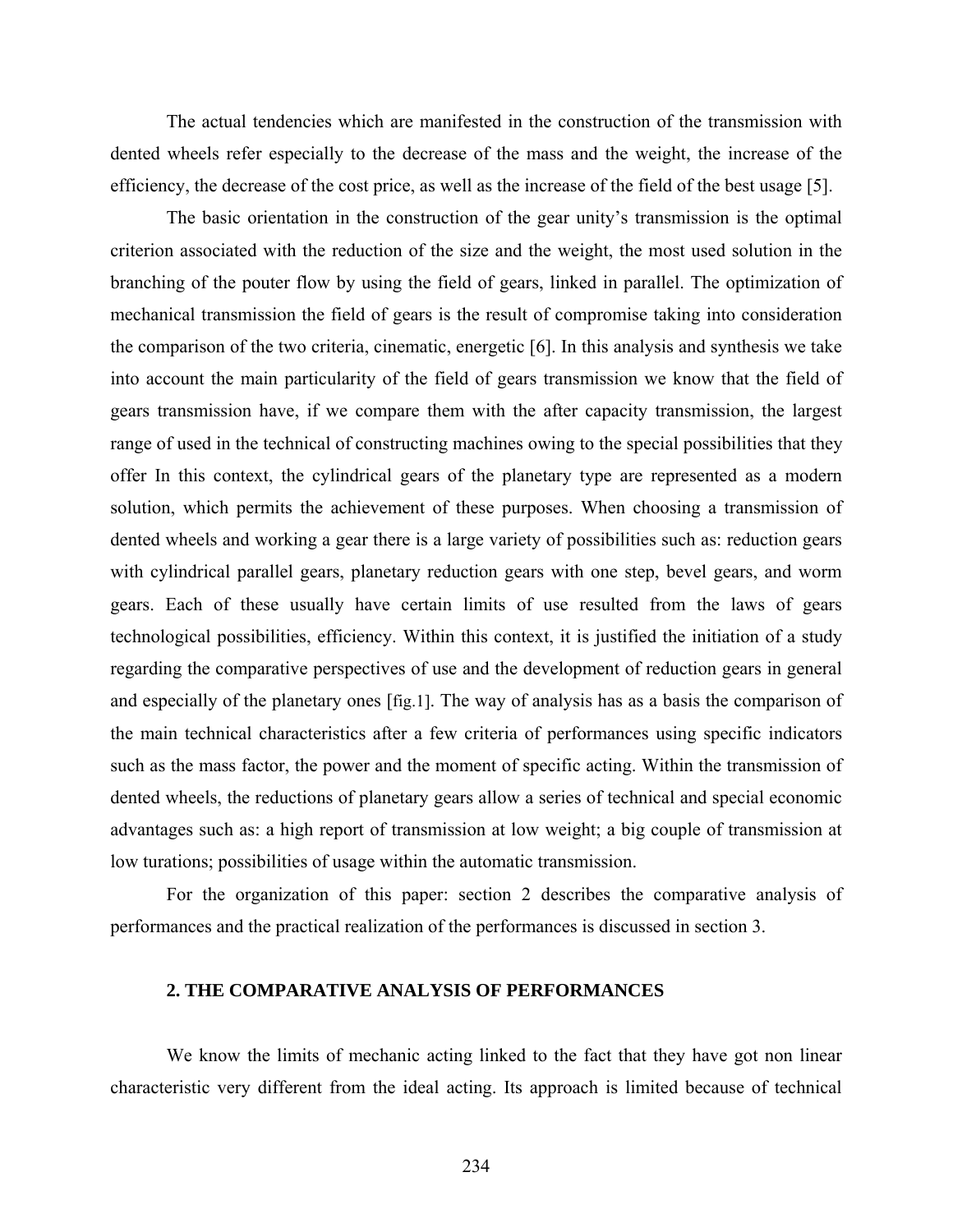The actual tendencies which are manifested in the construction of the transmission with dented wheels refer especially to the decrease of the mass and the weight, the increase of the efficiency, the decrease of the cost price, as well as the increase of the field of the best usage [5].

The basic orientation in the construction of the gear unity's transmission is the optimal criterion associated with the reduction of the size and the weight, the most used solution in the branching of the pouter flow by using the field of gears, linked in parallel. The optimization of mechanical transmission the field of gears is the result of compromise taking into consideration the comparison of the two criteria, cinematic, energetic [6]. In this analysis and synthesis we take into account the main particularity of the field of gears transmission we know that the field of gears transmission have, if we compare them with the after capacity transmission, the largest range of used in the technical of constructing machines owing to the special possibilities that they offer In this context, the cylindrical gears of the planetary type are represented as a modern solution, which permits the achievement of these purposes. When choosing a transmission of dented wheels and working a gear there is a large variety of possibilities such as: reduction gears with cylindrical parallel gears, planetary reduction gears with one step, bevel gears, and worm gears. Each of these usually have certain limits of use resulted from the laws of gears technological possibilities, efficiency. Within this context, it is justified the initiation of a study regarding the comparative perspectives of use and the development of reduction gears in general and especially of the planetary ones [fig.1]. The way of analysis has as a basis the comparison of the main technical characteristics after a few criteria of performances using specific indicators such as the mass factor, the power and the moment of specific acting. Within the transmission of dented wheels, the reductions of planetary gears allow a series of technical and special economic advantages such as: a high report of transmission at low weight; a big couple of transmission at low turations; possibilities of usage within the automatic transmission.

For the organization of this paper: section 2 describes the comparative analysis of performances and the practical realization of the performances is discussed in section 3.

## 2. THE COMPARATIVE ANALYSIS OF PERFORMANCES

We know the limits of mechanic acting linked to the fact that they have got non linear characteristic very different from the ideal acting. Its approach is limited because of technical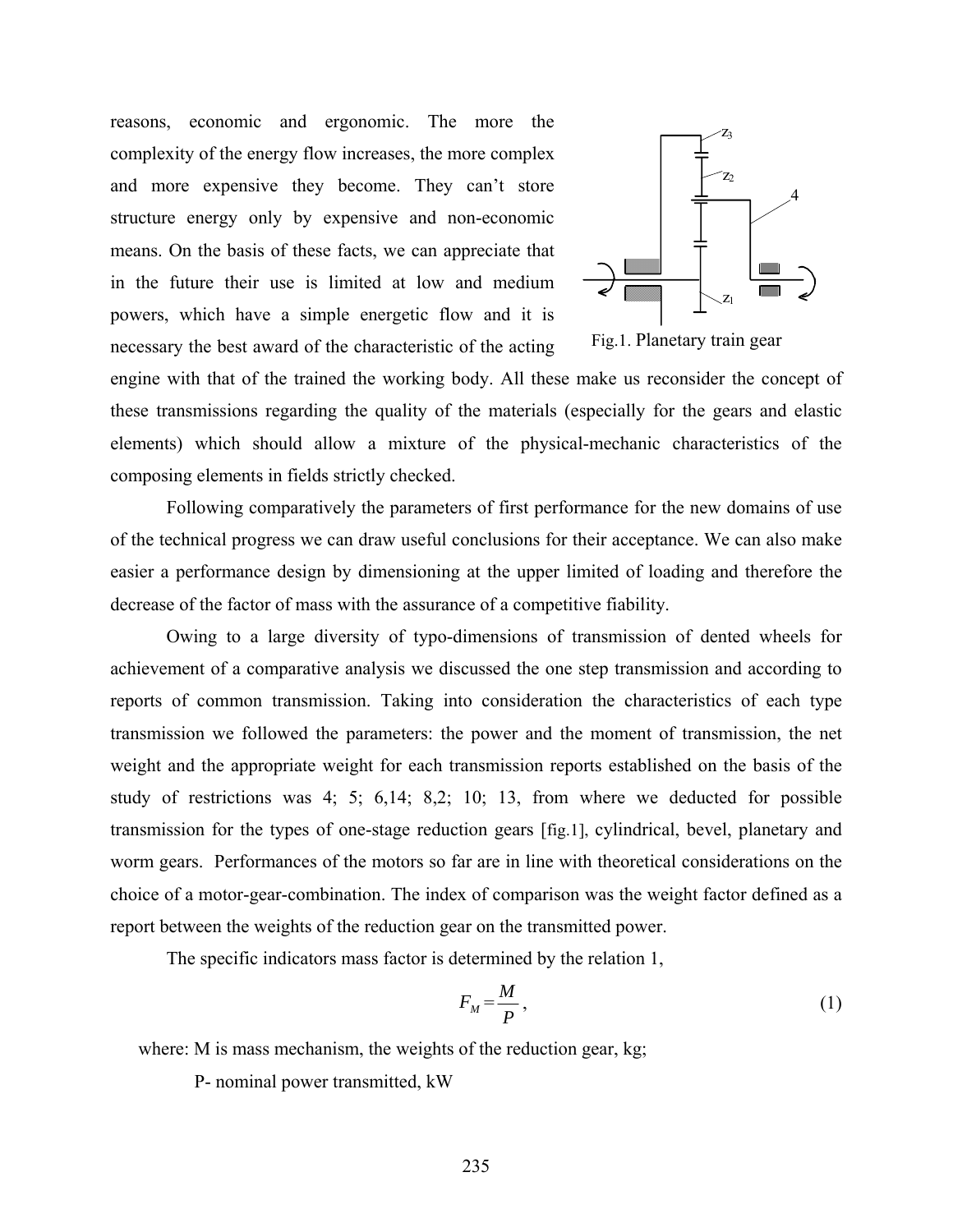reasons, economic and ergonomic. The more the complexity of the energy flow increases, the more complex and more expensive they become. They can't store structure energy only by expensive and non-economic means. On the basis of these facts, we can appreciate that in the future their use is limited at low and medium powers, which have a simple energetic flow and it is necessary the best award of the characteristic of the acting engine with that of the trained the working body. All these make us reconsider the concept of these transmissions regarding the quality of the materials (especially for the gears and elastic elements) which should allow a mixture of the physical-mechanic characteristics of the composing elements in fields strictly checked.

Fig.1. Planetary train gear

Following comparatively the parameters of first performance for the new domains of use of the technical progress we can draw useful conclusions for their acceptance. We can also make easier a performance design by dimensioning at the upper limited of loading and therefore the decrease of the factor of mass with the assurance of a competitive fiability.

Owing to a large diversity of typo-dimensions of transmission of dented wheels for achievement of a comparative analysis we discussed the one step transmission and according to reports of common transmission. Taking into consideration the characteristics of each type transmission we followed the parameters: the power and the moment of transmission, the net weight and the appropriate weight for each transmission reports established on the basis of the study of restrictions was 4; 5; 6,14; 8,2; 10; 13, from where we deducted for possible transmission for the types of one-stage reduction gears [fig.1], cylindrical, bevel, planetary and worm gears. Performances of the motors so far are in line with theoretical considerations on the choice of a motor-gear-combination. The index of comparison was the weight factor defined as a report between the weights of the reduction gear on the transmitted power.

The specific indicators mass factor is determined by the relation 1,

$$F_M = \frac{M}{P}, \tag{1}$$

where: M is mass mechanism, the weights of the reduction gear, kg;

P- nominal power transmitted, kW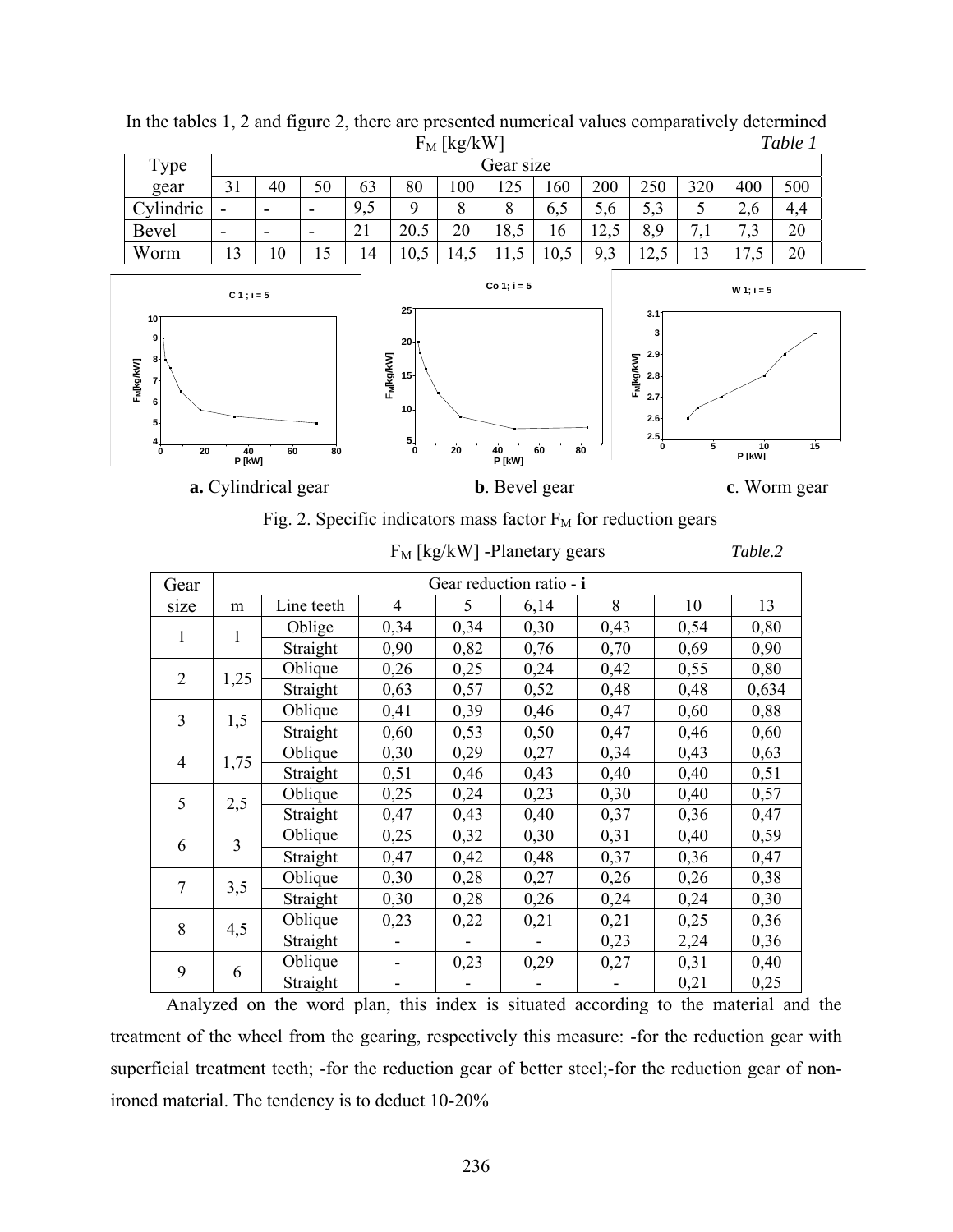In the tables 1, 2 and figure 2, there are presented numerical values comparatively determined

$F_M$ [kg/kW] *Table 1*

| Type gear | Gear size | | | | | | | | | | | | |
|---|---|---|---|---|---|---|---|---|---|---|---|---|---|
| | 31 | 40 | 50 | 63 | 80 | 100 | 125 | 160 | 200 | 250 | 320 | 400 | 500 |
| Cylindric | - | - | - | 9,5 | 9 | 8 | 8 | 6,5 | 5,6 | 5,3 | 5 | 2,6 | 4,4 |
| Bevel | - | - | - | 21 | 20.5 | 20 | 18,5 | 16 | 12,5 | 8,9 | 7,1 | 7,3 | 20 |
| Worm | 13 | 10 | 15 | 14 | 10,5 | 14,5 | 11,5 | 10,5 | 9,3 | 12,5 | 13 | 17,5 | 20 |

**a.** Cylindrical gear **b**. Bevel gear **c**. Worm gear

Fig. 2. Specific indicators mass factor $F_M$ for reduction gears

$F_M$ [kg/kW] -Planetary gears *Table.2*

| Gear size | Gear reduction ratio - **i** | | | | | | | |
|---|---|---|---|---|---|---|---|---|
| | m | Line teeth | 4 | 5 | 6,14 | 8 | 10 | 13 |
| 1 | 1 | Oblige | 0,34 | 0,34 | 0,30 | 0,43 | 0,54 | 0,80 |
| | | Straight | 0,90 | 0,82 | 0,76 | 0,70 | 0,69 | 0,90 |
| 2 | 1,25 | Oblique | 0,26 | 0,25 | 0,24 | 0,42 | 0,55 | 0,80 |
| | | Straight | 0,63 | 0,57 | 0,52 | 0,48 | 0,48 | 0,634 |
| 3 | 1,5 | Oblique | 0,41 | 0,39 | 0,46 | 0,47 | 0,60 | 0,88 |
| | | Straight | 0,60 | 0,53 | 0,50 | 0,47 | 0,46 | 0,60 |
| 4 | 1,75 | Oblique | 0,30 | 0,29 | 0,27 | 0,34 | 0,43 | 0,63 |
| | | Straight | 0,51 | 0,46 | 0,43 | 0,40 | 0,40 | 0,51 |
| 5 | 2,5 | Oblique | 0,25 | 0,24 | 0,23 | 0,30 | 0,40 | 0,57 |
| | | Straight | 0,47 | 0,43 | 0,40 | 0,37 | 0,36 | 0,47 |
| 6 | 3 | Oblique | 0,25 | 0,32 | 0,30 | 0,31 | 0,40 | 0,59 |
| | | Straight | 0,47 | 0,42 | 0,48 | 0,37 | 0,36 | 0,47 |
| 7 | 3,5 | Oblique | 0,30 | 0,28 | 0,27 | 0,26 | 0,26 | 0,38 |
| | | Straight | 0,30 | 0,28 | 0,26 | 0,24 | 0,24 | 0,30 |
| 8 | 4,5 | Oblique | 0,23 | 0,22 | 0,21 | 0,21 | 0,25 | 0,36 |
| | | Straight | - | - | - | 0,23 | 2,24 | 0,36 |
| 9 | 6 | Oblique | - | 0,23 | 0,29 | 0,27 | 0,31 | 0,40 |
| | | Straight | - | - | - | - | 0,21 | 0,25 |

Analyzed on the word plan, this index is situated according to the material and the treatment of the wheel from the gearing, respectively this measure: -for the reduction gear with superficial treatment teeth; -for the reduction gear of better steel;-for the reduction gear of non-ironed material. The tendency is to deduct 10-20%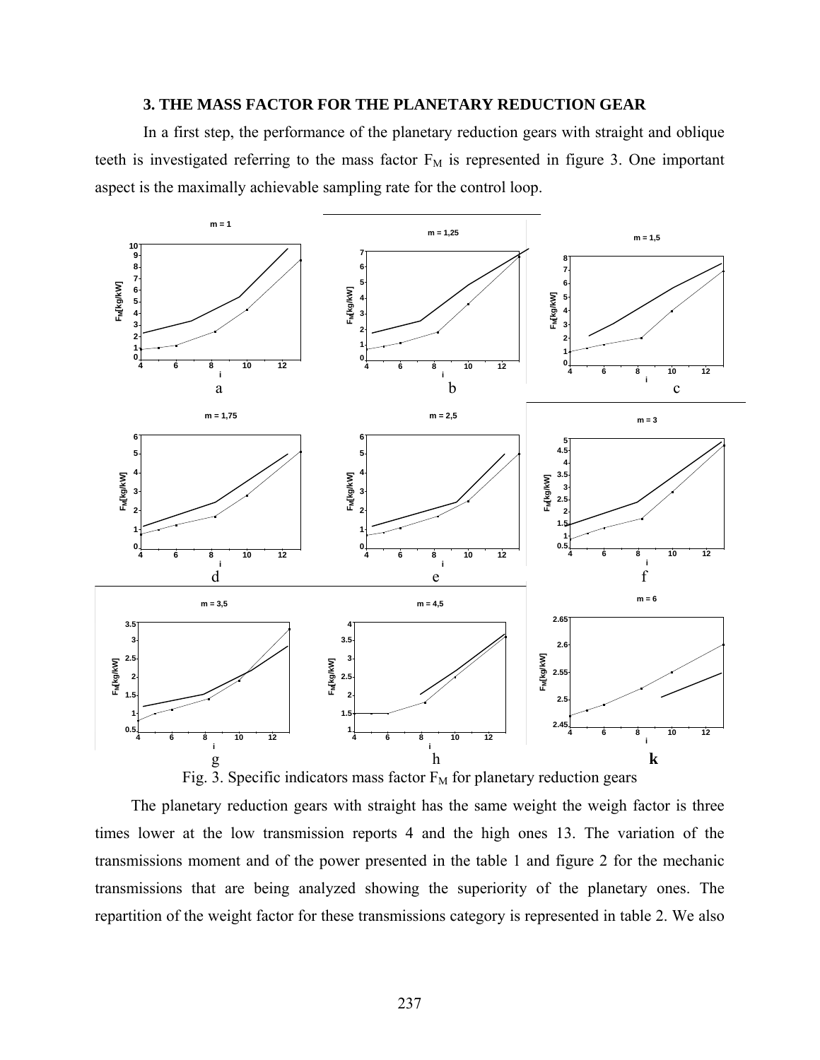## 3. THE MASS FACTOR FOR THE PLANETARY REDUCTION GEAR

In a first step, the performance of the planetary reduction gears with straight and oblique teeth is investigated referring to the mass factor $F_M$ is represented in figure 3. One important aspect is the maximally achievable sampling rate for the control loop.

Fig. 3. Specific indicators mass factor $F_M$ for planetary reduction gears

The planetary reduction gears with straight has the same weight the weigh factor is three times lower at the low transmission reports 4 and the high ones 13. The variation of the transmissions moment and of the power presented in the table 1 and figure 2 for the mechanic transmissions that are being analyzed showing the superiority of the planetary ones. The repartition of the weight factor for these transmissions category is represented in table 2. We also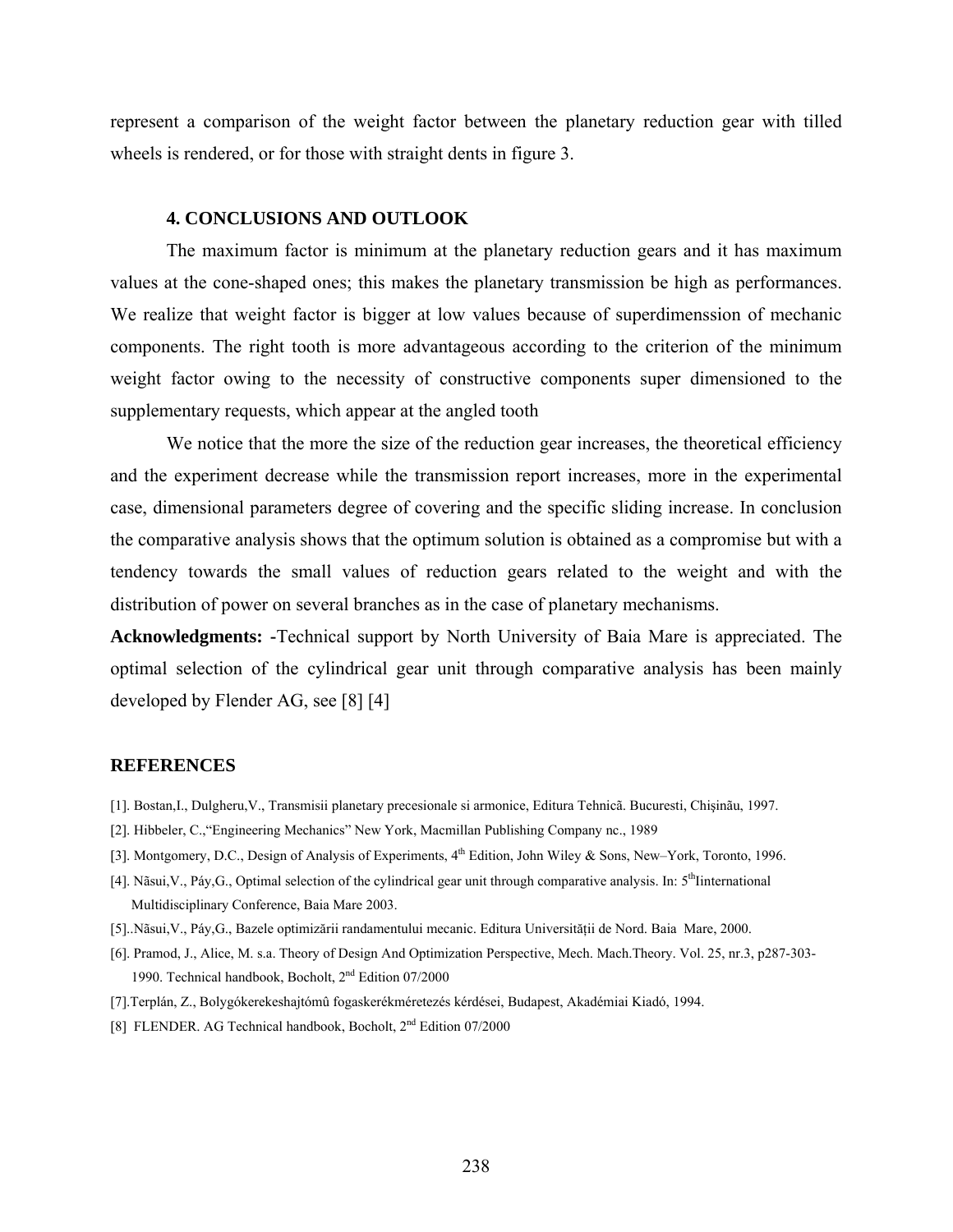represent a comparison of the weight factor between the planetary reduction gear with tilled wheels is rendered, or for those with straight dents in figure 3.

## 4. CONCLUSIONS AND OUTLOOK

The maximum factor is minimum at the planetary reduction gears and it has maximum values at the cone-shaped ones; this makes the planetary transmission be high as performances. We realize that weight factor is bigger at low values because of superdimenssion of mechanic components. The right tooth is more advantageous according to the criterion of the minimum weight factor owing to the necessity of constructive components super dimensioned to the supplementary requests, which appear at the angled tooth

We notice that the more the size of the reduction gear increases, the theoretical efficiency and the experiment decrease while the transmission report increases, more in the experimental case, dimensional parameters degree of covering and the specific sliding increase. In conclusion the comparative analysis shows that the optimum solution is obtained as a compromise but with a tendency towards the small values of reduction gears related to the weight and with the distribution of power on several branches as in the case of planetary mechanisms.

**Acknowledgments: -**Technical support by North University of Baia Mare is appreciated. The optimal selection of the cylindrical gear unit through comparative analysis has been mainly developed by Flender AG, see [8] [4]

## REFERENCES

[1]. Bostan,I., Dulgheru,V., Transmisii planetary precesionale si armonice, Editura Tehnicã. Bucuresti, Chişinău, 1997.

[2]. Hibbeler, C.,"Engineering Mechanics" New York, Macmillan Publishing Company nc., 1989

[3]. Montgomery, D.C., Design of Analysis of Experiments, 4th Edition, John Wiley & Sons, New–York, Toronto, 1996.

[4]. Nãsui,V., Páy,G., Optimal selection of the cylindrical gear unit through comparative analysis. In: 5thIinternational Multidisciplinary Conference, Baia Mare 2003.

[5]..Nãsui,V., Páy,G., Bazele optimizării randamentului mecanic. Editura Universității de Nord. Baia Mare, 2000.

[6]. Pramod, J., Alice, M. s.a. Theory of Design And Optimization Perspective, Mech. Mach.Theory. Vol. 25, nr.3, p287-303-1990. Technical handbook, Bocholt, 2nd Edition 07/2000

[7].Terplán, Z., Bolygókerekeshajtómû fogaskerékméretezés kérdései, Budapest, Akadémiai Kiadó, 1994.

[8] FLENDER. AG Technical handbook, Bocholt, 2nd Edition 07/2000